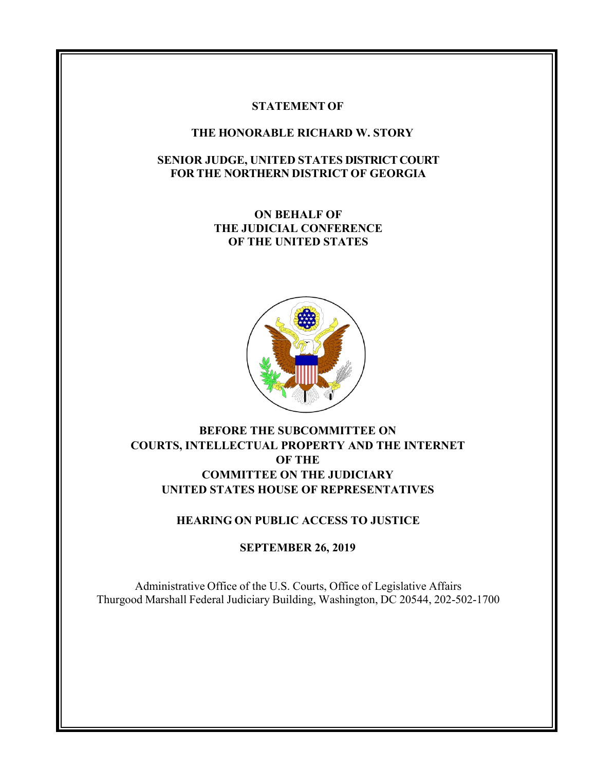**STATEMENT OF**

**THE HONORABLE RICHARD W. STORY**

**SENIOR JUDGE, UNITED STATES DISTRICT COURT FOR THE NORTHERN DISTRICT OF GEORGIA**

**ON BEHALF OF THE JUDICIAL CONFERENCE OF THE UNITED STATES**

**BEFORE THE SUBCOMMITTEE ON COURTS, INTELLECTUAL PROPERTY AND THE INTERNET OF THE COMMITTEE ON THE JUDICIARY UNITED STATES HOUSE OF REPRESENTATIVES**

**HEARING ON PUBLIC ACCESS TO JUSTICE**

**SEPTEMBER 26, 2019**

Administrative Office of the U.S. Courts, Office of Legislative Affairs
Thurgood Marshall Federal Judiciary Building, Washington, DC 20544, 202-502-1700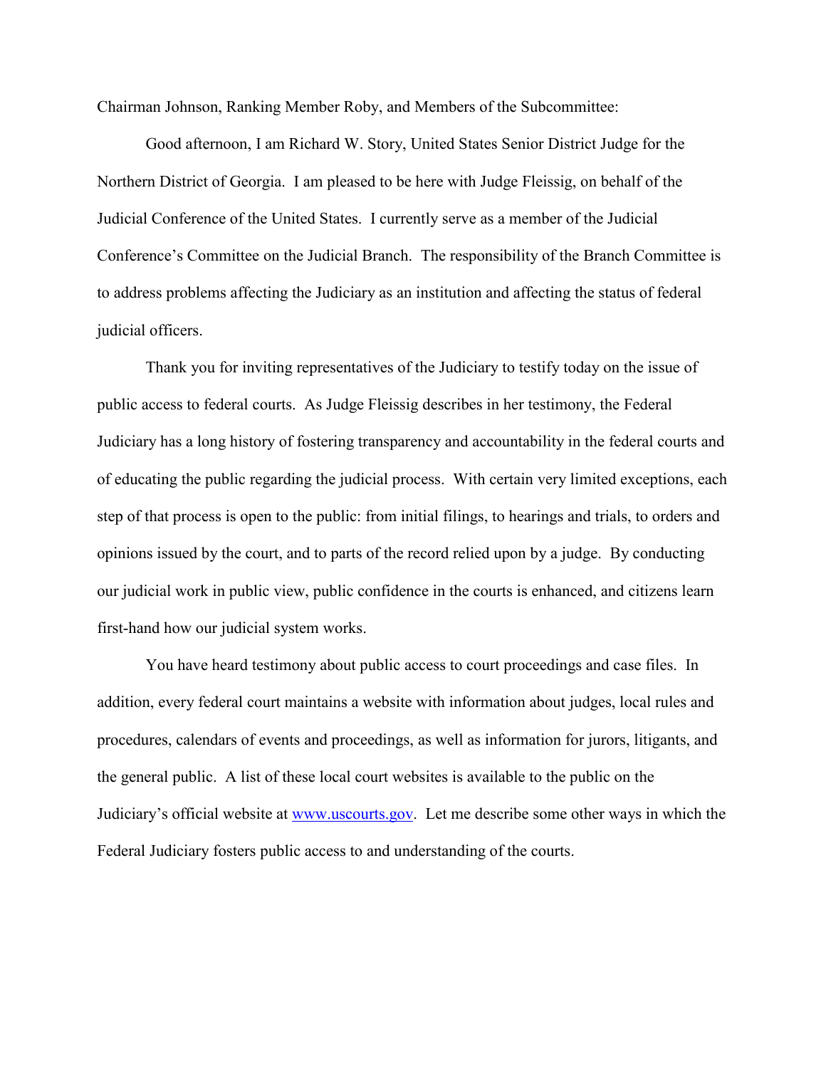Chairman Johnson, Ranking Member Roby, and Members of the Subcommittee:

Good afternoon, I am Richard W. Story, United States Senior District Judge for the Northern District of Georgia. I am pleased to be here with Judge Fleissig, on behalf of the Judicial Conference of the United States. I currently serve as a member of the Judicial Conference's Committee on the Judicial Branch. The responsibility of the Branch Committee is to address problems affecting the Judiciary as an institution and affecting the status of federal judicial officers.

Thank you for inviting representatives of the Judiciary to testify today on the issue of public access to federal courts. As Judge Fleissig describes in her testimony, the Federal Judiciary has a long history of fostering transparency and accountability in the federal courts and of educating the public regarding the judicial process. With certain very limited exceptions, each step of that process is open to the public: from initial filings, to hearings and trials, to orders and opinions issued by the court, and to parts of the record relied upon by a judge. By conducting our judicial work in public view, public confidence in the courts is enhanced, and citizens learn first-hand how our judicial system works.

You have heard testimony about public access to court proceedings and case files. In addition, every federal court maintains a website with information about judges, local rules and procedures, calendars of events and proceedings, as well as information for jurors, litigants, and the general public. A list of these local court websites is available to the public on the Judiciary's official website at [www.uscourts.gov](http://www.uscourts.gov). Let me describe some other ways in which the Federal Judiciary fosters public access to and understanding of the courts.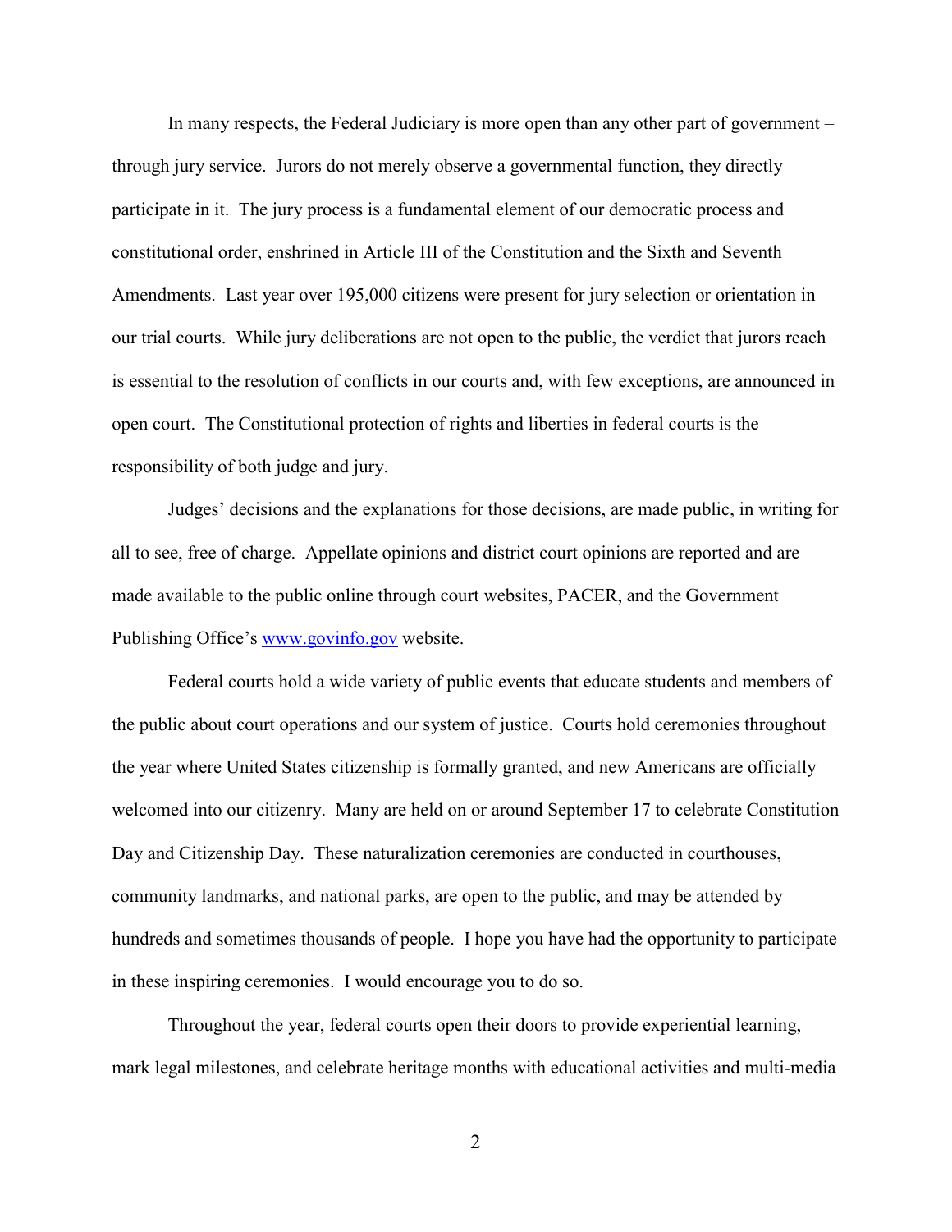In many respects, the Federal Judiciary is more open than any other part of government – through jury service. Jurors do not merely observe a governmental function, they directly participate in it. The jury process is a fundamental element of our democratic process and constitutional order, enshrined in Article III of the Constitution and the Sixth and Seventh Amendments. Last year over 195,000 citizens were present for jury selection or orientation in our trial courts. While jury deliberations are not open to the public, the verdict that jurors reach is essential to the resolution of conflicts in our courts and, with few exceptions, are announced in open court. The Constitutional protection of rights and liberties in federal courts is the responsibility of both judge and jury.

Judges' decisions and the explanations for those decisions, are made public, in writing for all to see, free of charge. Appellate opinions and district court opinions are reported and are made available to the public online through court websites, PACER, and the Government Publishing Office's [www.govinfo.gov](http://www.govinfo.gov) website.

Federal courts hold a wide variety of public events that educate students and members of the public about court operations and our system of justice. Courts hold ceremonies throughout the year where United States citizenship is formally granted, and new Americans are officially welcomed into our citizenry. Many are held on or around September 17 to celebrate Constitution Day and Citizenship Day. These naturalization ceremonies are conducted in courthouses, community landmarks, and national parks, are open to the public, and may be attended by hundreds and sometimes thousands of people. I hope you have had the opportunity to participate in these inspiring ceremonies. I would encourage you to do so.

Throughout the year, federal courts open their doors to provide experiential learning, mark legal milestones, and celebrate heritage months with educational activities and multi-media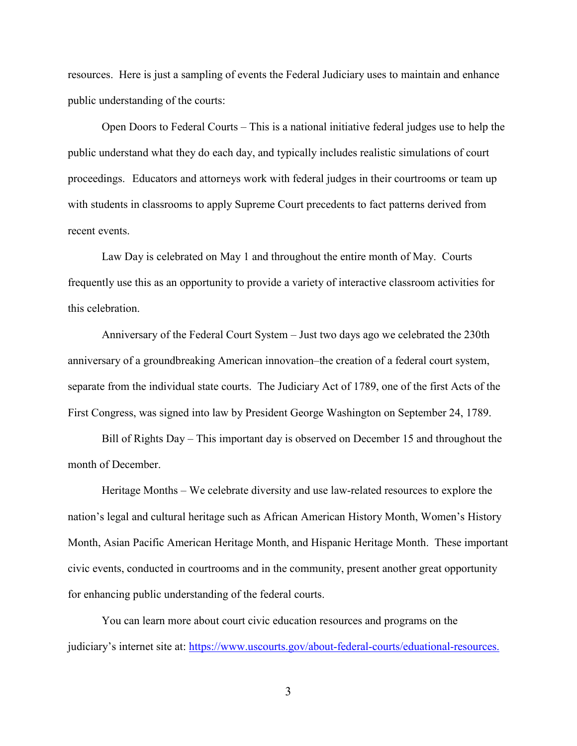resources. Here is just a sampling of events the Federal Judiciary uses to maintain and enhance public understanding of the courts:

Open Doors to Federal Courts – This is a national initiative federal judges use to help the public understand what they do each day, and typically includes realistic simulations of court proceedings. Educators and attorneys work with federal judges in their courtrooms or team up with students in classrooms to apply Supreme Court precedents to fact patterns derived from recent events.

Law Day is celebrated on May 1 and throughout the entire month of May. Courts frequently use this as an opportunity to provide a variety of interactive classroom activities for this celebration.

Anniversary of the Federal Court System – Just two days ago we celebrated the 230th anniversary of a groundbreaking American innovation–the creation of a federal court system, separate from the individual state courts. The Judiciary Act of 1789, one of the first Acts of the First Congress, was signed into law by President George Washington on September 24, 1789.

Bill of Rights Day – This important day is observed on December 15 and throughout the month of December.

Heritage Months – We celebrate diversity and use law-related resources to explore the nation's legal and cultural heritage such as African American History Month, Women's History Month, Asian Pacific American Heritage Month, and Hispanic Heritage Month. These important civic events, conducted in courtrooms and in the community, present another great opportunity for enhancing public understanding of the federal courts.

You can learn more about court civic education resources and programs on the judiciary's internet site at: https://www.uscourts.gov/about-federal-courts/eduational-resources.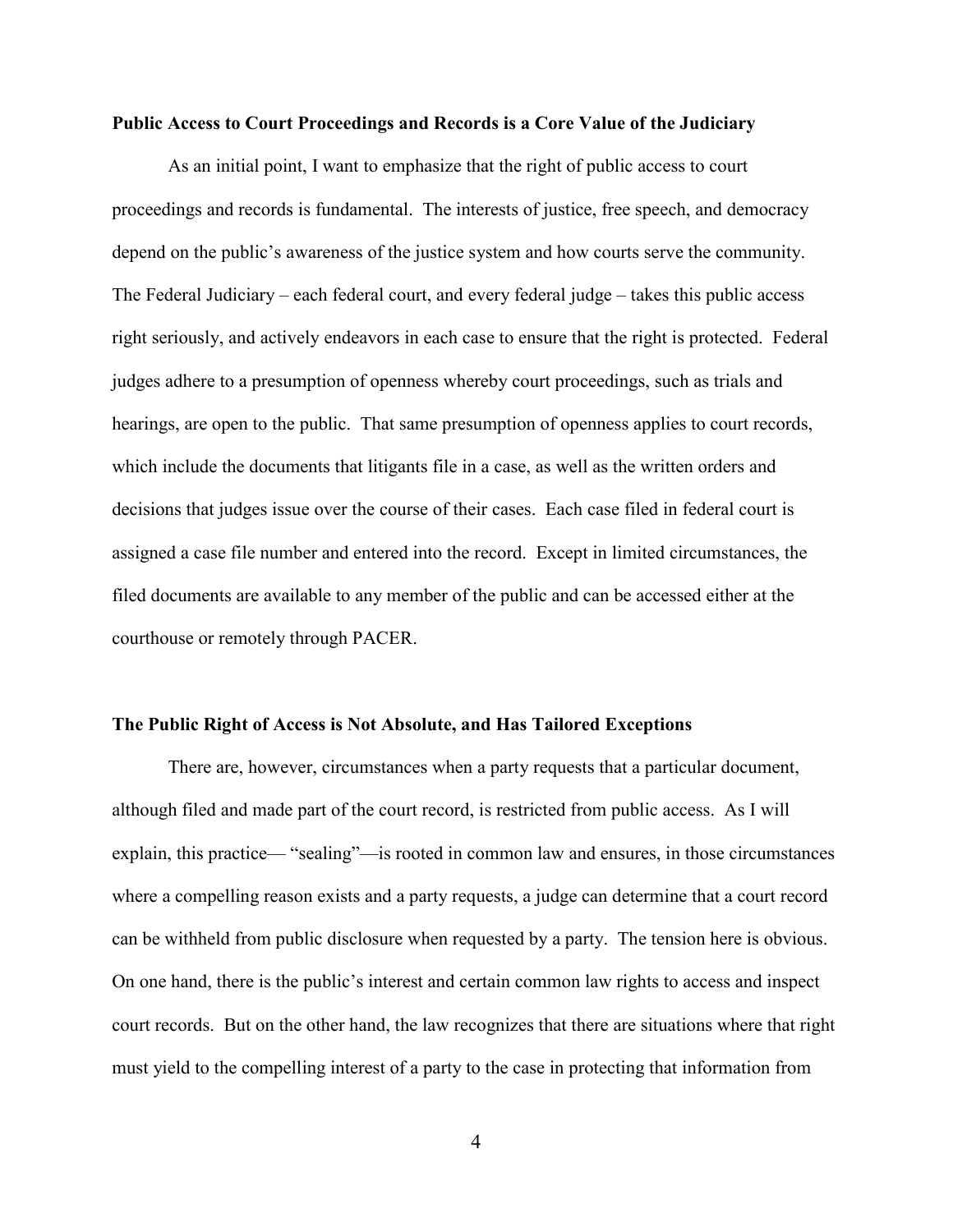**Public Access to Court Proceedings and Records is a Core Value of the Judiciary**

As an initial point, I want to emphasize that the right of public access to court proceedings and records is fundamental. The interests of justice, free speech, and democracy depend on the public's awareness of the justice system and how courts serve the community. The Federal Judiciary – each federal court, and every federal judge – takes this public access right seriously, and actively endeavors in each case to ensure that the right is protected. Federal judges adhere to a presumption of openness whereby court proceedings, such as trials and hearings, are open to the public. That same presumption of openness applies to court records, which include the documents that litigants file in a case, as well as the written orders and decisions that judges issue over the course of their cases. Each case filed in federal court is assigned a case file number and entered into the record. Except in limited circumstances, the filed documents are available to any member of the public and can be accessed either at the courthouse or remotely through PACER.

**The Public Right of Access is Not Absolute, and Has Tailored Exceptions**

There are, however, circumstances when a party requests that a particular document, although filed and made part of the court record, is restricted from public access. As I will explain, this practice— "sealing"—is rooted in common law and ensures, in those circumstances where a compelling reason exists and a party requests, a judge can determine that a court record can be withheld from public disclosure when requested by a party. The tension here is obvious. On one hand, there is the public's interest and certain common law rights to access and inspect court records. But on the other hand, the law recognizes that there are situations where that right must yield to the compelling interest of a party to the case in protecting that information from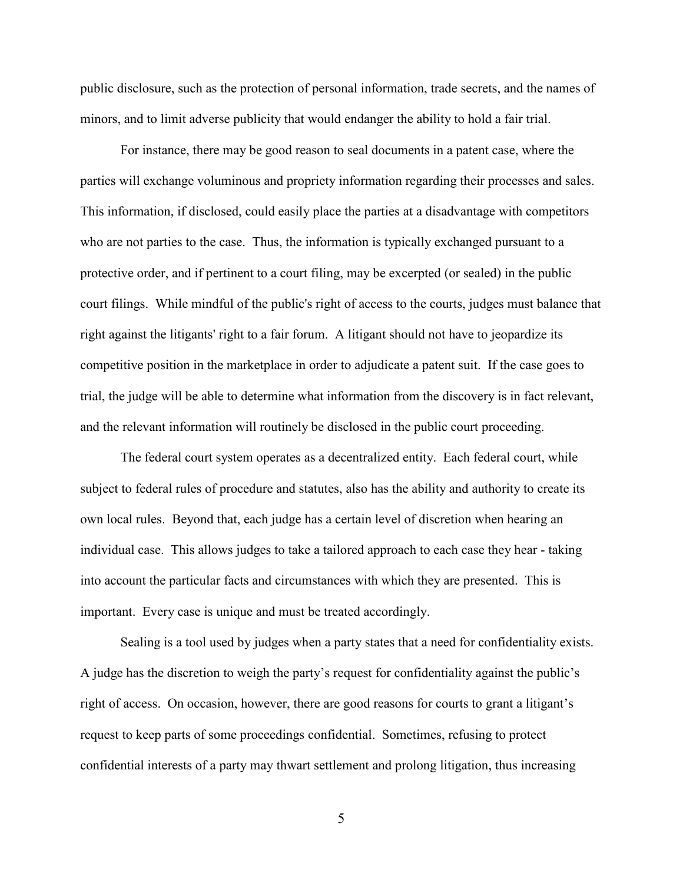public disclosure, such as the protection of personal information, trade secrets, and the names of minors, and to limit adverse publicity that would endanger the ability to hold a fair trial.

For instance, there may be good reason to seal documents in a patent case, where the parties will exchange voluminous and propriety information regarding their processes and sales. This information, if disclosed, could easily place the parties at a disadvantage with competitors who are not parties to the case. Thus, the information is typically exchanged pursuant to a protective order, and if pertinent to a court filing, may be excerpted (or sealed) in the public court filings. While mindful of the public's right of access to the courts, judges must balance that right against the litigants' right to a fair forum. A litigant should not have to jeopardize its competitive position in the marketplace in order to adjudicate a patent suit. If the case goes to trial, the judge will be able to determine what information from the discovery is in fact relevant, and the relevant information will routinely be disclosed in the public court proceeding.

The federal court system operates as a decentralized entity. Each federal court, while subject to federal rules of procedure and statutes, also has the ability and authority to create its own local rules. Beyond that, each judge has a certain level of discretion when hearing an individual case. This allows judges to take a tailored approach to each case they hear - taking into account the particular facts and circumstances with which they are presented. This is important. Every case is unique and must be treated accordingly.

Sealing is a tool used by judges when a party states that a need for confidentiality exists. A judge has the discretion to weigh the party's request for confidentiality against the public's right of access. On occasion, however, there are good reasons for courts to grant a litigant's request to keep parts of some proceedings confidential. Sometimes, refusing to protect confidential interests of a party may thwart settlement and prolong litigation, thus increasing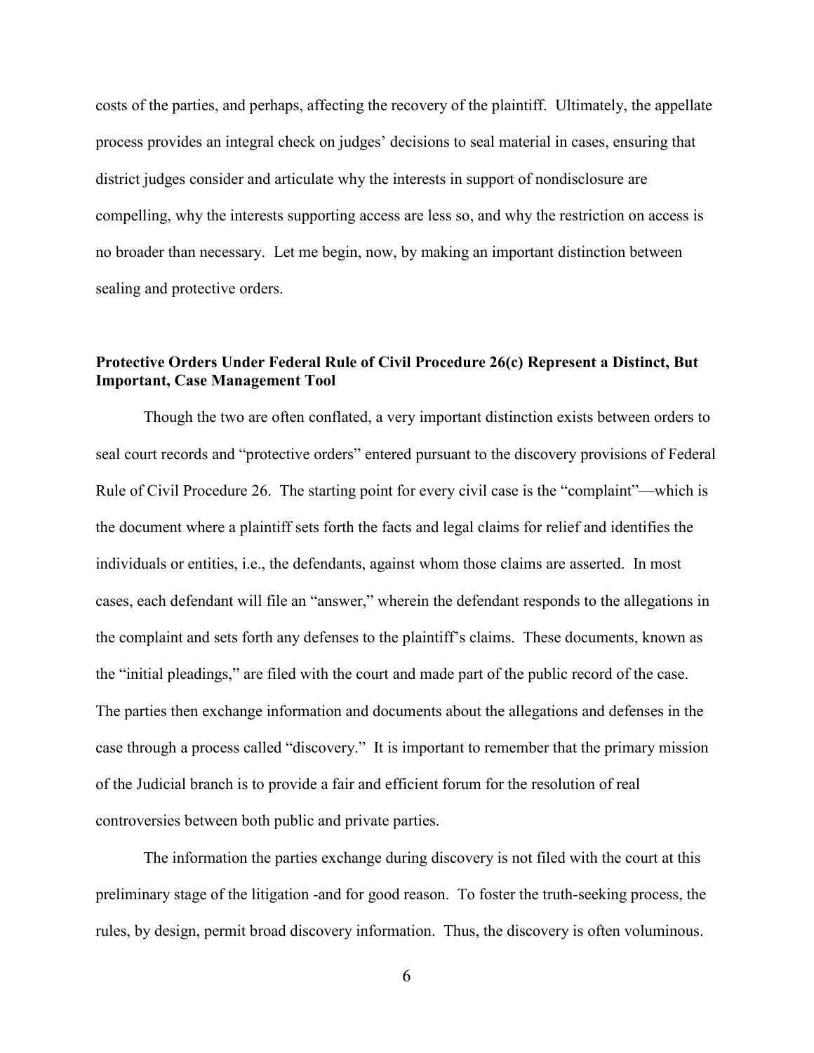costs of the parties, and perhaps, affecting the recovery of the plaintiff. Ultimately, the appellate process provides an integral check on judges' decisions to seal material in cases, ensuring that district judges consider and articulate why the interests in support of nondisclosure are compelling, why the interests supporting access are less so, and why the restriction on access is no broader than necessary. Let me begin, now, by making an important distinction between sealing and protective orders.

**Protective Orders Under Federal Rule of Civil Procedure 26(c) Represent a Distinct, But Important, Case Management Tool**

Though the two are often conflated, a very important distinction exists between orders to seal court records and "protective orders" entered pursuant to the discovery provisions of Federal Rule of Civil Procedure 26. The starting point for every civil case is the "complaint"—which is the document where a plaintiff sets forth the facts and legal claims for relief and identifies the individuals or entities, i.e., the defendants, against whom those claims are asserted. In most cases, each defendant will file an "answer," wherein the defendant responds to the allegations in the complaint and sets forth any defenses to the plaintiff's claims. These documents, known as the "initial pleadings," are filed with the court and made part of the public record of the case. The parties then exchange information and documents about the allegations and defenses in the case through a process called "discovery." It is important to remember that the primary mission of the Judicial branch is to provide a fair and efficient forum for the resolution of real controversies between both public and private parties.

The information the parties exchange during discovery is not filed with the court at this preliminary stage of the litigation -and for good reason. To foster the truth-seeking process, the rules, by design, permit broad discovery information. Thus, the discovery is often voluminous.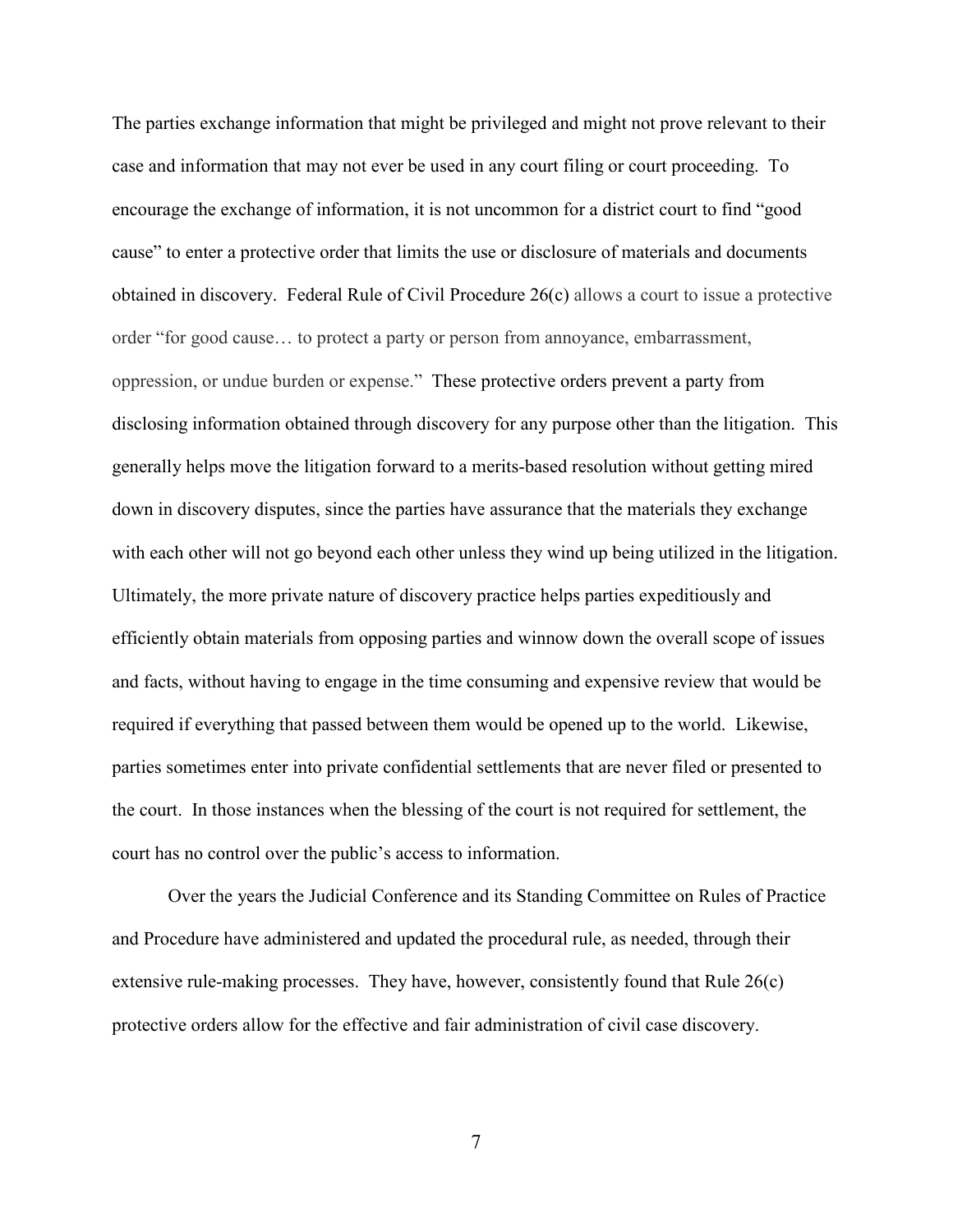The parties exchange information that might be privileged and might not prove relevant to their case and information that may not ever be used in any court filing or court proceeding. To encourage the exchange of information, it is not uncommon for a district court to find "good cause" to enter a protective order that limits the use or disclosure of materials and documents obtained in discovery. Federal Rule of Civil Procedure 26(c) allows a court to issue a protective order "for good cause… to protect a party or person from annoyance, embarrassment, oppression, or undue burden or expense." These protective orders prevent a party from disclosing information obtained through discovery for any purpose other than the litigation. This generally helps move the litigation forward to a merits-based resolution without getting mired down in discovery disputes, since the parties have assurance that the materials they exchange with each other will not go beyond each other unless they wind up being utilized in the litigation. Ultimately, the more private nature of discovery practice helps parties expeditiously and efficiently obtain materials from opposing parties and winnow down the overall scope of issues and facts, without having to engage in the time consuming and expensive review that would be required if everything that passed between them would be opened up to the world. Likewise, parties sometimes enter into private confidential settlements that are never filed or presented to the court. In those instances when the blessing of the court is not required for settlement, the court has no control over the public's access to information.

Over the years the Judicial Conference and its Standing Committee on Rules of Practice and Procedure have administered and updated the procedural rule, as needed, through their extensive rule-making processes. They have, however, consistently found that Rule 26(c) protective orders allow for the effective and fair administration of civil case discovery.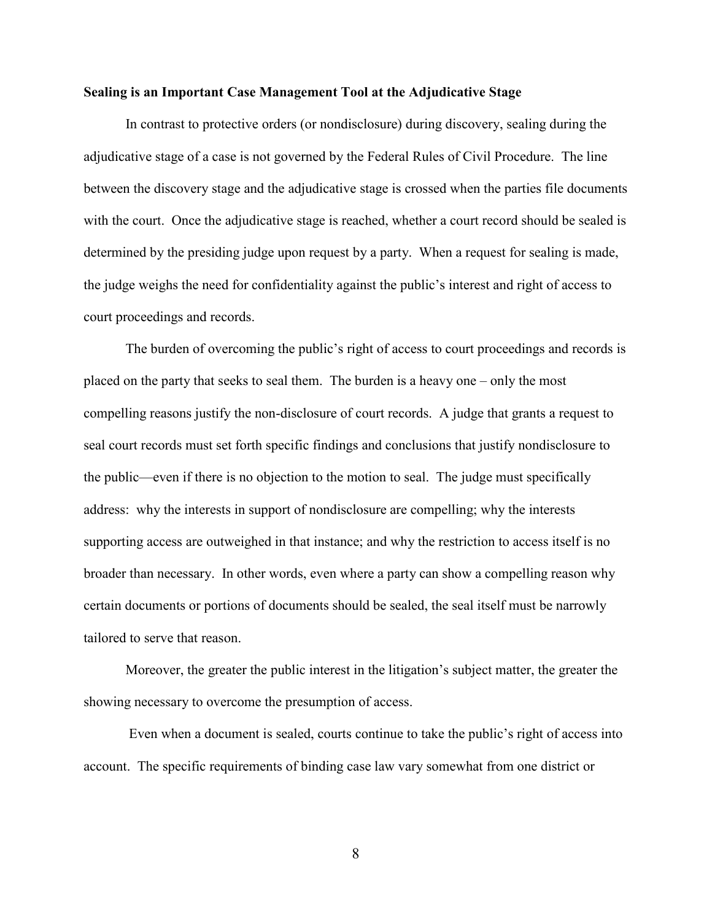**Sealing is an Important Case Management Tool at the Adjudicative Stage**

In contrast to protective orders (or nondisclosure) during discovery, sealing during the adjudicative stage of a case is not governed by the Federal Rules of Civil Procedure. The line between the discovery stage and the adjudicative stage is crossed when the parties file documents with the court. Once the adjudicative stage is reached, whether a court record should be sealed is determined by the presiding judge upon request by a party. When a request for sealing is made, the judge weighs the need for confidentiality against the public's interest and right of access to court proceedings and records.

The burden of overcoming the public's right of access to court proceedings and records is placed on the party that seeks to seal them. The burden is a heavy one – only the most compelling reasons justify the non-disclosure of court records. A judge that grants a request to seal court records must set forth specific findings and conclusions that justify nondisclosure to the public—even if there is no objection to the motion to seal. The judge must specifically address: why the interests in support of nondisclosure are compelling; why the interests supporting access are outweighed in that instance; and why the restriction to access itself is no broader than necessary. In other words, even where a party can show a compelling reason why certain documents or portions of documents should be sealed, the seal itself must be narrowly tailored to serve that reason.

Moreover, the greater the public interest in the litigation's subject matter, the greater the showing necessary to overcome the presumption of access.

Even when a document is sealed, courts continue to take the public's right of access into account. The specific requirements of binding case law vary somewhat from one district or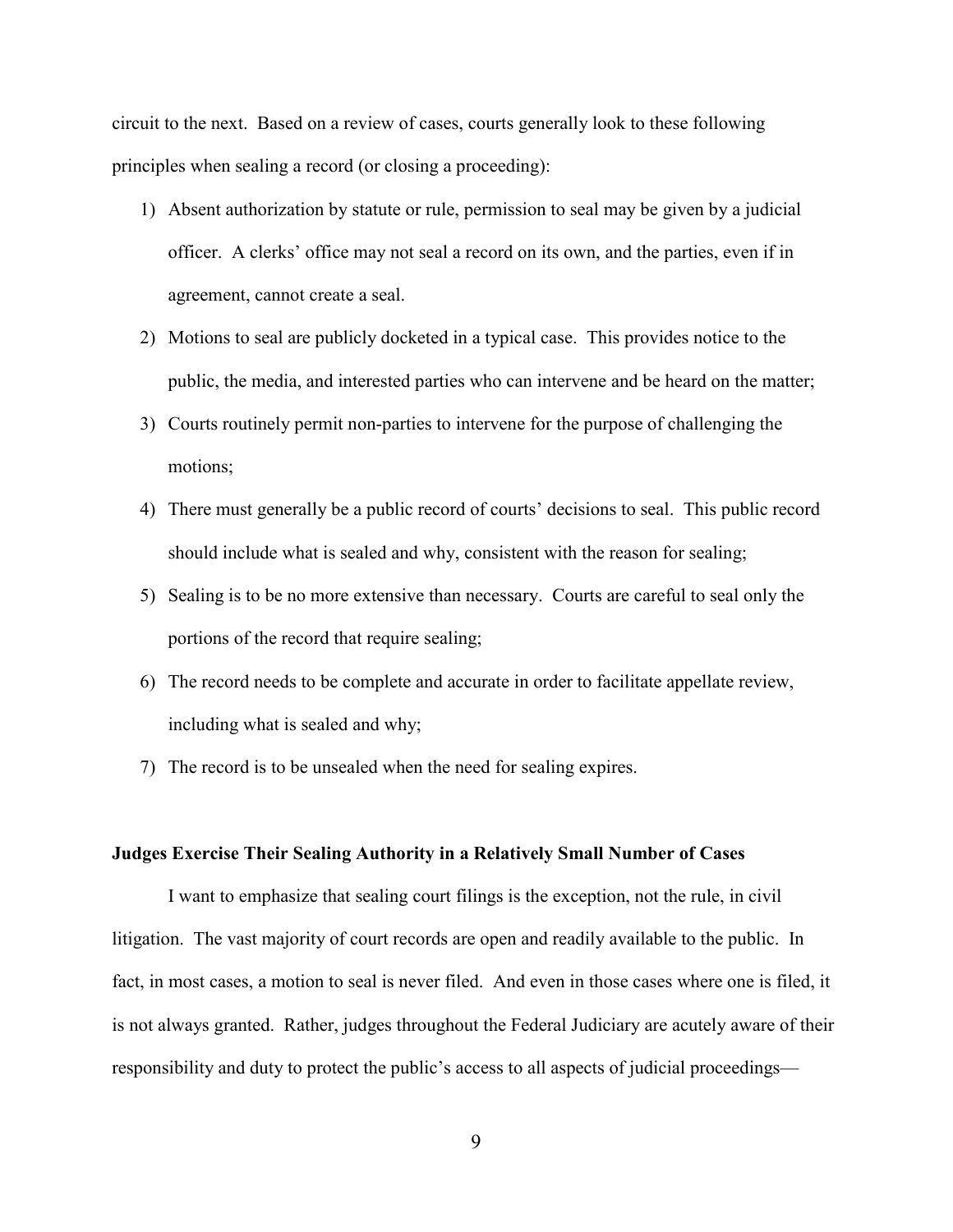circuit to the next. Based on a review of cases, courts generally look to these following principles when sealing a record (or closing a proceeding):

1) Absent authorization by statute or rule, permission to seal may be given by a judicial officer. A clerks' office may not seal a record on its own, and the parties, even if in agreement, cannot create a seal.
2) Motions to seal are publicly docketed in a typical case. This provides notice to the public, the media, and interested parties who can intervene and be heard on the matter;
3) Courts routinely permit non-parties to intervene for the purpose of challenging the motions;
4) There must generally be a public record of courts' decisions to seal. This public record should include what is sealed and why, consistent with the reason for sealing;
5) Sealing is to be no more extensive than necessary. Courts are careful to seal only the portions of the record that require sealing;
6) The record needs to be complete and accurate in order to facilitate appellate review, including what is sealed and why;
7) The record is to be unsealed when the need for sealing expires.

**Judges Exercise Their Sealing Authority in a Relatively Small Number of Cases**

I want to emphasize that sealing court filings is the exception, not the rule, in civil litigation. The vast majority of court records are open and readily available to the public. In fact, in most cases, a motion to seal is never filed. And even in those cases where one is filed, it is not always granted. Rather, judges throughout the Federal Judiciary are acutely aware of their responsibility and duty to protect the public's access to all aspects of judicial proceedings—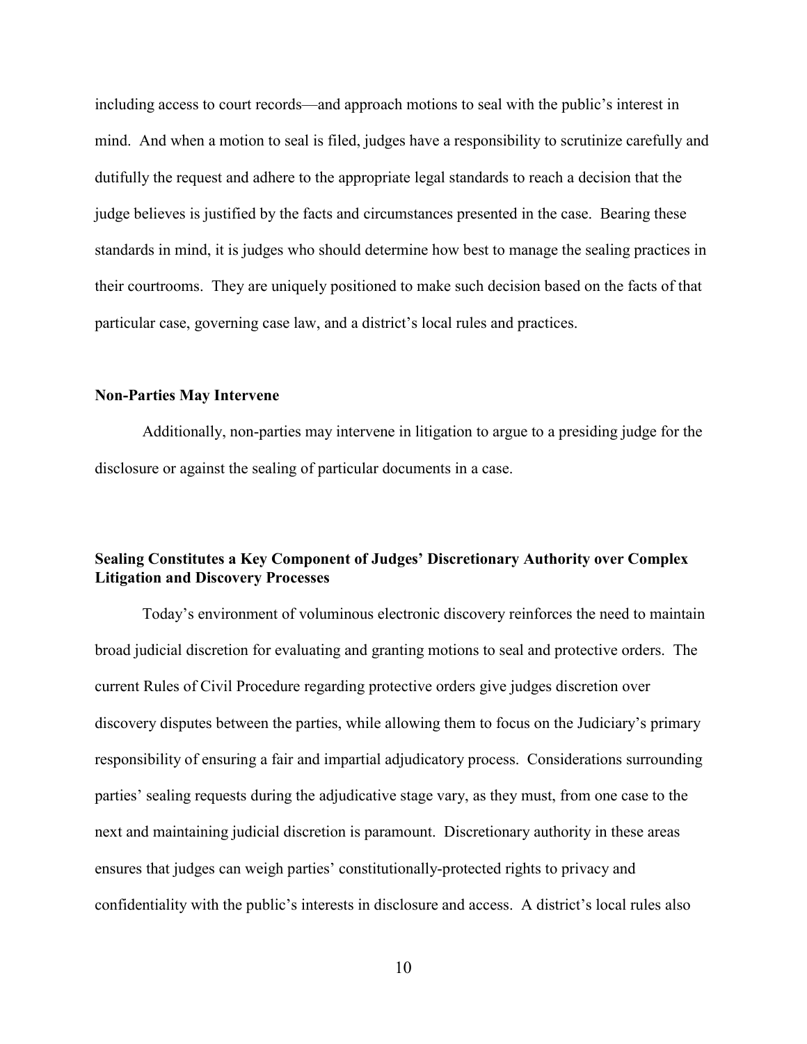including access to court records—and approach motions to seal with the public's interest in mind. And when a motion to seal is filed, judges have a responsibility to scrutinize carefully and dutifully the request and adhere to the appropriate legal standards to reach a decision that the judge believes is justified by the facts and circumstances presented in the case. Bearing these standards in mind, it is judges who should determine how best to manage the sealing practices in their courtrooms. They are uniquely positioned to make such decision based on the facts of that particular case, governing case law, and a district's local rules and practices.

**Non-Parties May Intervene**

Additionally, non-parties may intervene in litigation to argue to a presiding judge for the disclosure or against the sealing of particular documents in a case.

**Sealing Constitutes a Key Component of Judges' Discretionary Authority over Complex Litigation and Discovery Processes**

Today's environment of voluminous electronic discovery reinforces the need to maintain broad judicial discretion for evaluating and granting motions to seal and protective orders. The current Rules of Civil Procedure regarding protective orders give judges discretion over discovery disputes between the parties, while allowing them to focus on the Judiciary's primary responsibility of ensuring a fair and impartial adjudicatory process. Considerations surrounding parties' sealing requests during the adjudicative stage vary, as they must, from one case to the next and maintaining judicial discretion is paramount. Discretionary authority in these areas ensures that judges can weigh parties' constitutionally-protected rights to privacy and confidentiality with the public's interests in disclosure and access. A district's local rules also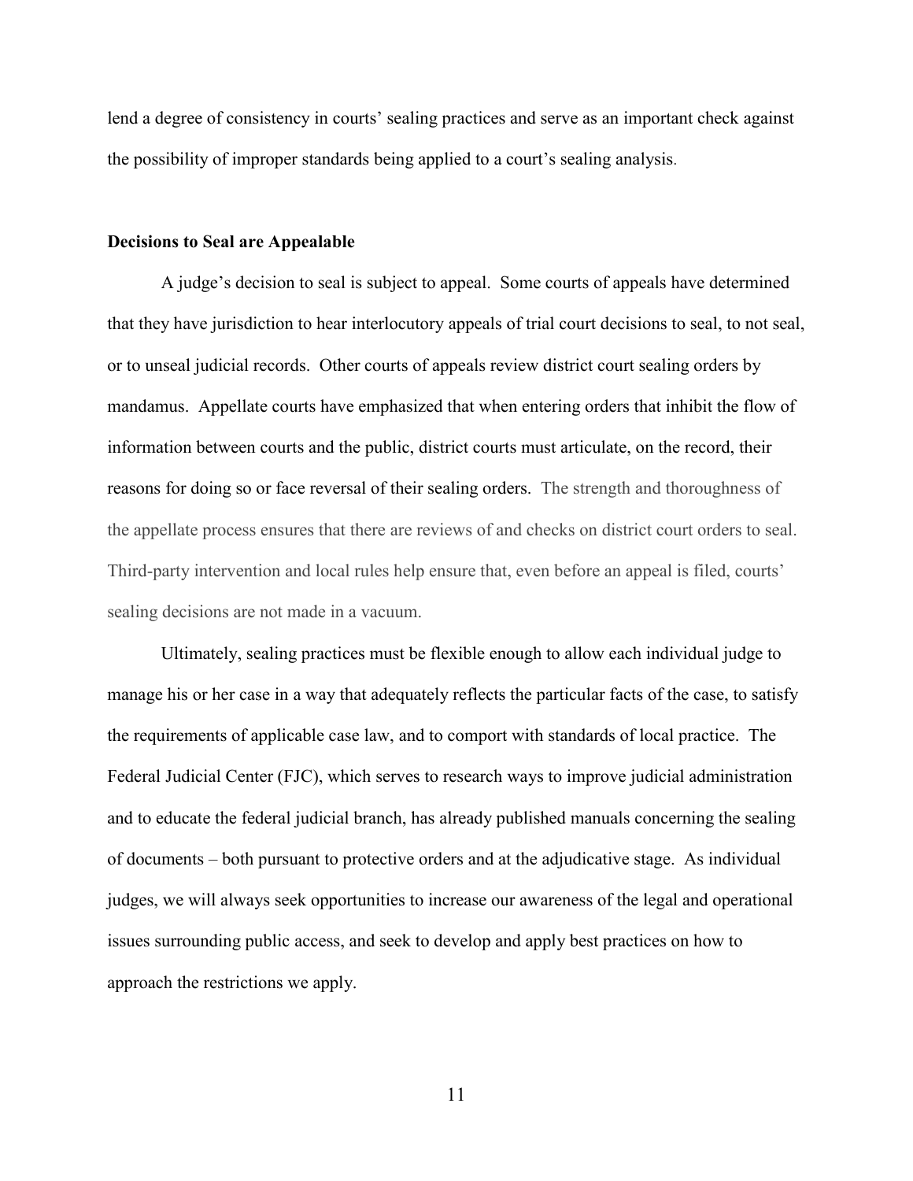lend a degree of consistency in courts' sealing practices and serve as an important check against the possibility of improper standards being applied to a court's sealing analysis.

**Decisions to Seal are Appealable**

A judge's decision to seal is subject to appeal. Some courts of appeals have determined that they have jurisdiction to hear interlocutory appeals of trial court decisions to seal, to not seal, or to unseal judicial records. Other courts of appeals review district court sealing orders by mandamus. Appellate courts have emphasized that when entering orders that inhibit the flow of information between courts and the public, district courts must articulate, on the record, their reasons for doing so or face reversal of their sealing orders. The strength and thoroughness of the appellate process ensures that there are reviews of and checks on district court orders to seal. Third-party intervention and local rules help ensure that, even before an appeal is filed, courts' sealing decisions are not made in a vacuum.

Ultimately, sealing practices must be flexible enough to allow each individual judge to manage his or her case in a way that adequately reflects the particular facts of the case, to satisfy the requirements of applicable case law, and to comport with standards of local practice. The Federal Judicial Center (FJC), which serves to research ways to improve judicial administration and to educate the federal judicial branch, has already published manuals concerning the sealing of documents – both pursuant to protective orders and at the adjudicative stage. As individual judges, we will always seek opportunities to increase our awareness of the legal and operational issues surrounding public access, and seek to develop and apply best practices on how to approach the restrictions we apply.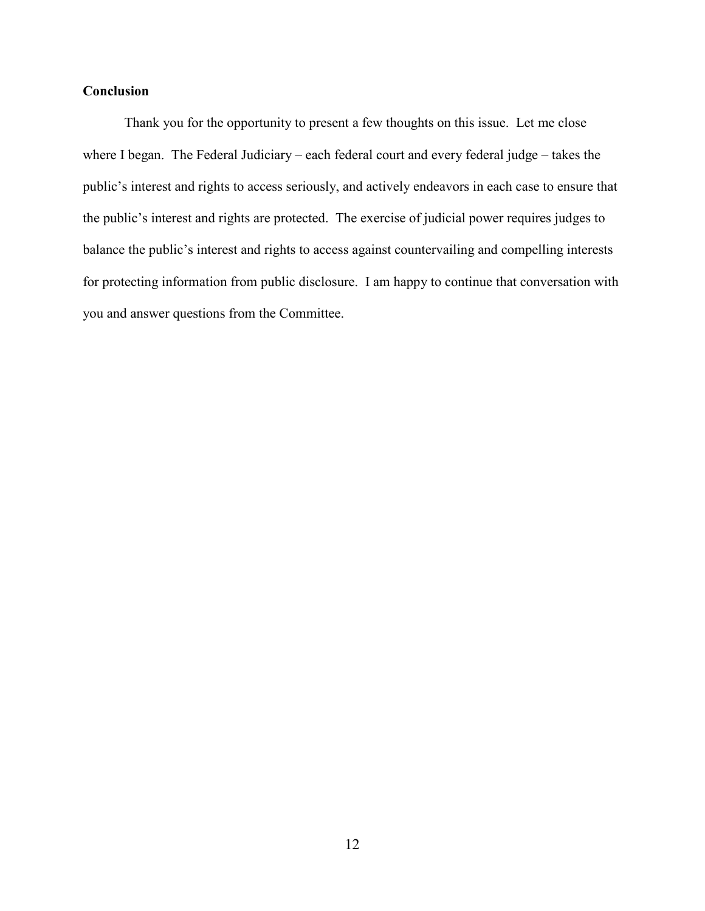**Conclusion**

Thank you for the opportunity to present a few thoughts on this issue. Let me close where I began. The Federal Judiciary – each federal court and every federal judge – takes the public's interest and rights to access seriously, and actively endeavors in each case to ensure that the public's interest and rights are protected. The exercise of judicial power requires judges to balance the public's interest and rights to access against countervailing and compelling interests for protecting information from public disclosure. I am happy to continue that conversation with you and answer questions from the Committee.